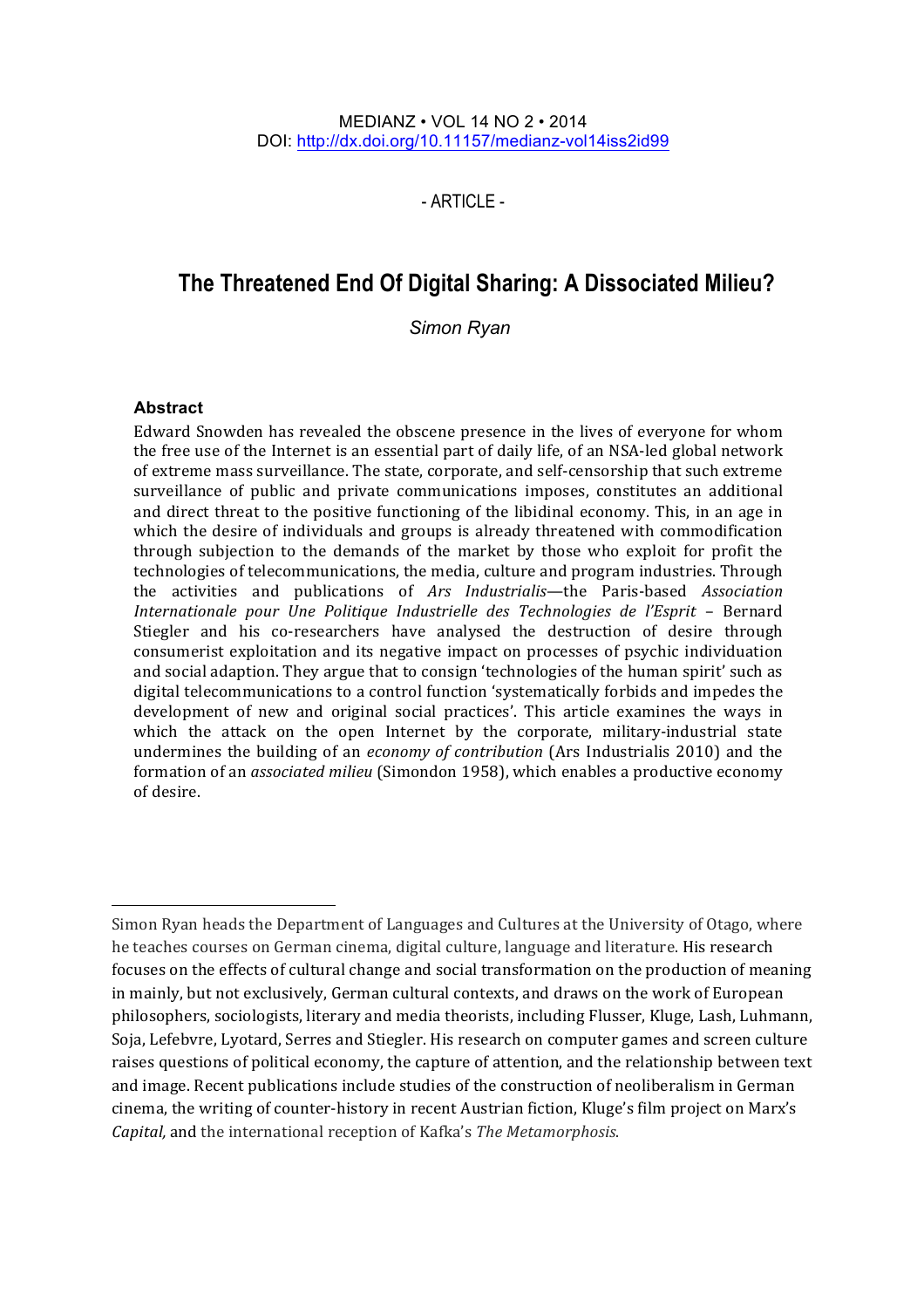MEDIANZ • VOL 14 NO 2 • 2014
DOI: http://dx.doi.org/10.11157/medianz-vol14iss2id99

\- ARTICLE -

# The Threatened End Of Digital Sharing: A Dissociated Milieu?

*Simon Ryan*

### Abstract

Edward Snowden has revealed the obscene presence in the lives of everyone for whom the free use of the Internet is an essential part of daily life, of an NSA-led global network of extreme mass surveillance. The state, corporate, and self-censorship that such extreme surveillance of public and private communications imposes, constitutes an additional and direct threat to the positive functioning of the libidinal economy. This, in an age in which the desire of individuals and groups is already threatened with commodification through subjection to the demands of the market by those who exploit for profit the technologies of telecommunications, the media, culture and program industries. Through the activities and publications of *Ars Industrialis*—the Paris-based *Association Internationale pour Une Politique Industrielle des Technologies de l'Esprit* – Bernard Stiegler and his co-researchers have analysed the destruction of desire through consumerist exploitation and its negative impact on processes of psychic individuation and social adaption. They argue that to consign 'technologies of the human spirit' such as digital telecommunications to a control function 'systematically forbids and impedes the development of new and original social practices'. This article examines the ways in which the attack on the open Internet by the corporate, military-industrial state undermines the building of an *economy of contribution* (Ars Industrialis 2010) and the formation of an *associated milieu* (Simondon 1958), which enables a productive economy of desire.

---

Simon Ryan heads the Department of Languages and Cultures at the University of Otago, where he teaches courses on German cinema, digital culture, language and literature. His research focuses on the effects of cultural change and social transformation on the production of meaning in mainly, but not exclusively, German cultural contexts, and draws on the work of European philosophers, sociologists, literary and media theorists, including Flusser, Kluge, Lash, Luhmann, Soja, Lefebvre, Lyotard, Serres and Stiegler. His research on computer games and screen culture raises questions of political economy, the capture of attention, and the relationship between text and image. Recent publications include studies of the construction of neoliberalism in German cinema, the writing of counter-history in recent Austrian fiction, Kluge's film project on Marx's *Capital,* and the international reception of Kafka's *The Metamorphosis.*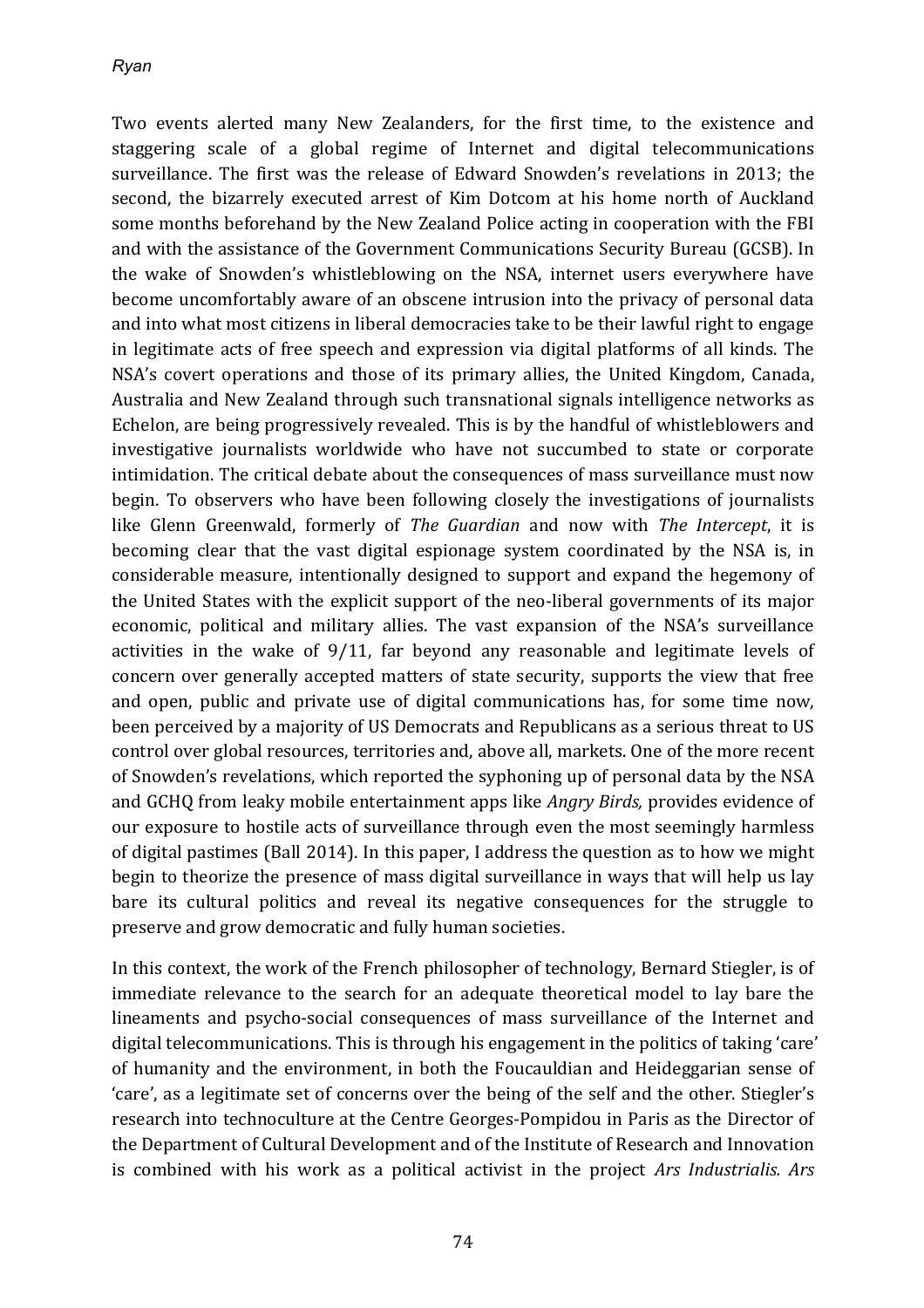Two events alerted many New Zealanders, for the first time, to the existence and staggering scale of a global regime of Internet and digital telecommunications surveillance. The first was the release of Edward Snowden's revelations in 2013; the second, the bizarrely executed arrest of Kim Dotcom at his home north of Auckland some months beforehand by the New Zealand Police acting in cooperation with the FBI and with the assistance of the Government Communications Security Bureau (GCSB). In the wake of Snowden's whistleblowing on the NSA, internet users everywhere have become uncomfortably aware of an obscene intrusion into the privacy of personal data and into what most citizens in liberal democracies take to be their lawful right to engage in legitimate acts of free speech and expression via digital platforms of all kinds. The NSA's covert operations and those of its primary allies, the United Kingdom, Canada, Australia and New Zealand through such transnational signals intelligence networks as Echelon, are being progressively revealed. This is by the handful of whistleblowers and investigative journalists worldwide who have not succumbed to state or corporate intimidation. The critical debate about the consequences of mass surveillance must now begin. To observers who have been following closely the investigations of journalists like Glenn Greenwald, formerly of *The Guardian* and now with *The Intercept*, it is becoming clear that the vast digital espionage system coordinated by the NSA is, in considerable measure, intentionally designed to support and expand the hegemony of the United States with the explicit support of the neo-liberal governments of its major economic, political and military allies. The vast expansion of the NSA's surveillance activities in the wake of 9/11, far beyond any reasonable and legitimate levels of concern over generally accepted matters of state security, supports the view that free and open, public and private use of digital communications has, for some time now, been perceived by a majority of US Democrats and Republicans as a serious threat to US control over global resources, territories and, above all, markets. One of the more recent of Snowden's revelations, which reported the syphoning up of personal data by the NSA and GCHQ from leaky mobile entertainment apps like *Angry Birds,* provides evidence of our exposure to hostile acts of surveillance through even the most seemingly harmless of digital pastimes (Ball 2014). In this paper, I address the question as to how we might begin to theorize the presence of mass digital surveillance in ways that will help us lay bare its cultural politics and reveal its negative consequences for the struggle to preserve and grow democratic and fully human societies.

In this context, the work of the French philosopher of technology, Bernard Stiegler, is of immediate relevance to the search for an adequate theoretical model to lay bare the lineaments and psycho-social consequences of mass surveillance of the Internet and digital telecommunications. This is through his engagement in the politics of taking 'care' of humanity and the environment, in both the Foucauldian and Heideggarian sense of 'care', as a legitimate set of concerns over the being of the self and the other. Stiegler's research into technoculture at the Centre Georges-Pompidou in Paris as the Director of the Department of Cultural Development and of the Institute of Research and Innovation is combined with his work as a political activist in the project *Ars Industrialis. Ars*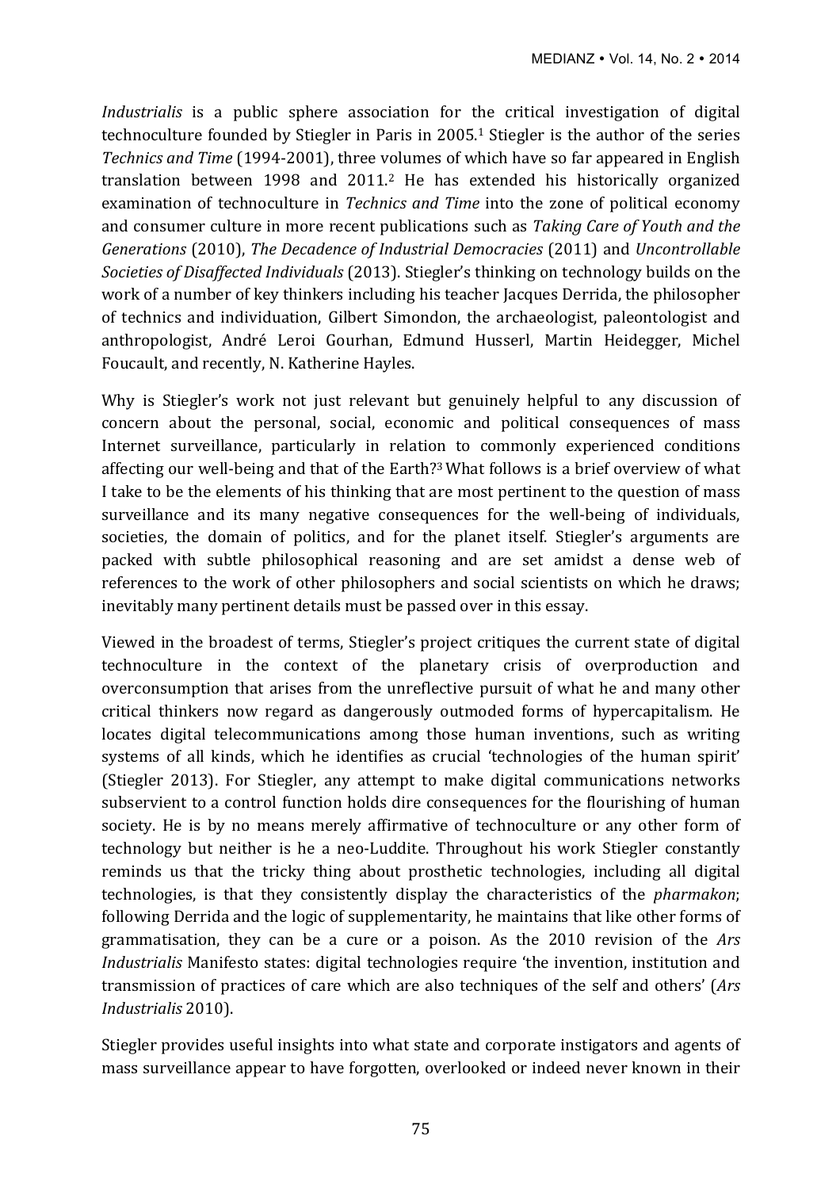*Industrialis* is a public sphere association for the critical investigation of digital technoculture founded by Stiegler in Paris in 2005.[1] Stiegler is the author of the series *Technics and Time* (1994-2001), three volumes of which have so far appeared in English translation between 1998 and 2011.[2] He has extended his historically organized examination of technoculture in *Technics and Time* into the zone of political economy and consumer culture in more recent publications such as *Taking Care of Youth and the Generations* (2010), *The Decadence of Industrial Democracies* (2011) and *Uncontrollable Societies of Disaffected Individuals* (2013). Stiegler's thinking on technology builds on the work of a number of key thinkers including his teacher Jacques Derrida, the philosopher of technics and individuation, Gilbert Simondon, the archaeologist, paleontologist and anthropologist, André Leroi Gourhan, Edmund Husserl, Martin Heidegger, Michel Foucault, and recently, N. Katherine Hayles.

Why is Stiegler's work not just relevant but genuinely helpful to any discussion of concern about the personal, social, economic and political consequences of mass Internet surveillance, particularly in relation to commonly experienced conditions affecting our well-being and that of the Earth?[3] What follows is a brief overview of what I take to be the elements of his thinking that are most pertinent to the question of mass surveillance and its many negative consequences for the well-being of individuals, societies, the domain of politics, and for the planet itself. Stiegler's arguments are packed with subtle philosophical reasoning and are set amidst a dense web of references to the work of other philosophers and social scientists on which he draws; inevitably many pertinent details must be passed over in this essay.

Viewed in the broadest of terms, Stiegler's project critiques the current state of digital technoculture in the context of the planetary crisis of overproduction and overconsumption that arises from the unreflective pursuit of what he and many other critical thinkers now regard as dangerously outmoded forms of hypercapitalism. He locates digital telecommunications among those human inventions, such as writing systems of all kinds, which he identifies as crucial 'technologies of the human spirit' (Stiegler 2013). For Stiegler, any attempt to make digital communications networks subservient to a control function holds dire consequences for the flourishing of human society. He is by no means merely affirmative of technoculture or any other form of technology but neither is he a neo-Luddite. Throughout his work Stiegler constantly reminds us that the tricky thing about prosthetic technologies, including all digital technologies, is that they consistently display the characteristics of the *pharmakon*; following Derrida and the logic of supplementarity, he maintains that like other forms of grammatisation, they can be a cure or a poison. As the 2010 revision of the *Ars Industrialis* Manifesto states: digital technologies require 'the invention, institution and transmission of practices of care which are also techniques of the self and others' (*Ars Industrialis* 2010).

Stiegler provides useful insights into what state and corporate instigators and agents of mass surveillance appear to have forgotten, overlooked or indeed never known in their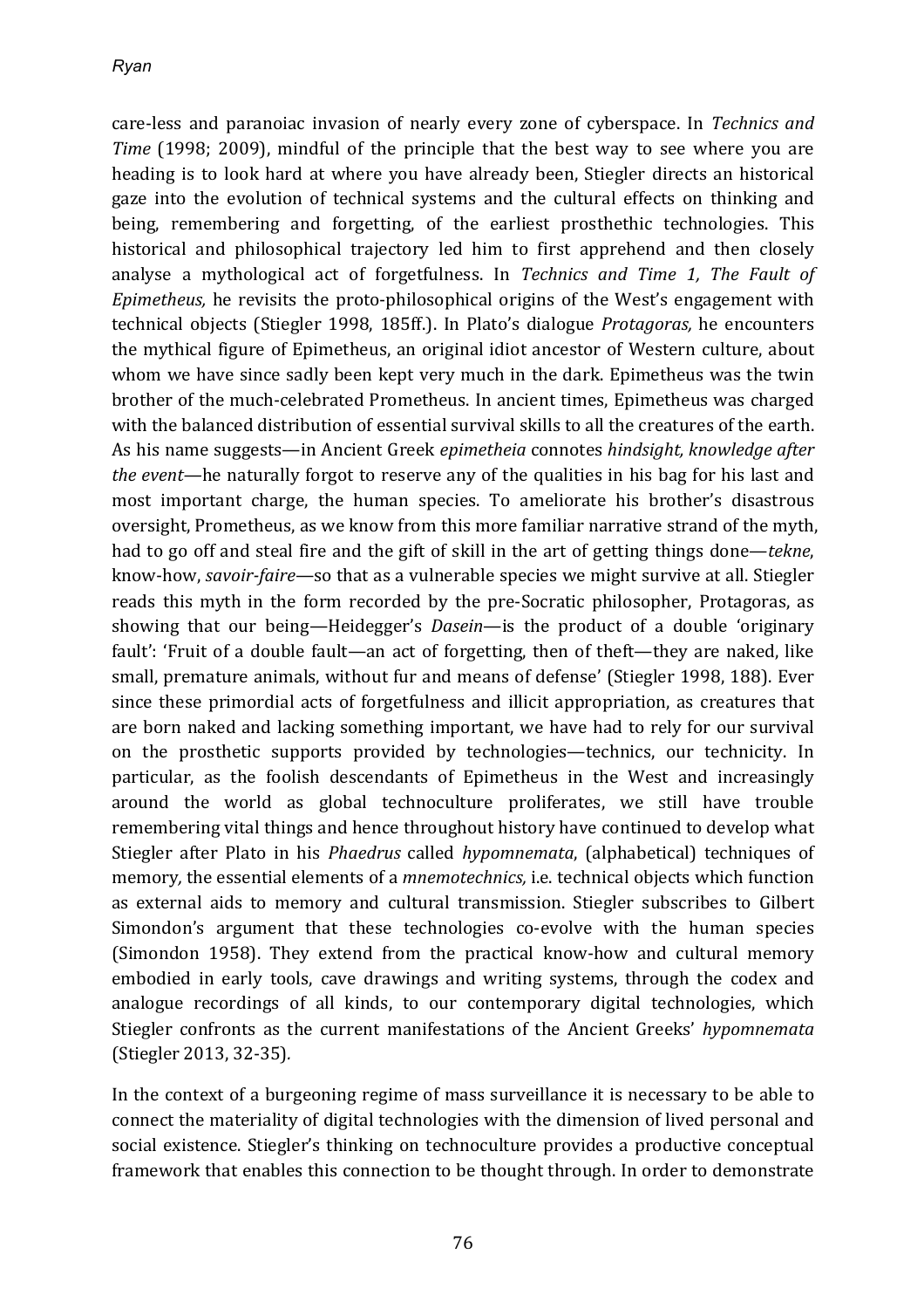care-less and paranoiac invasion of nearly every zone of cyberspace. In *Technics and Time* (1998; 2009), mindful of the principle that the best way to see where you are heading is to look hard at where you have already been, Stiegler directs an historical gaze into the evolution of technical systems and the cultural effects on thinking and being, remembering and forgetting, of the earliest prosthethic technologies. This historical and philosophical trajectory led him to first apprehend and then closely analyse a mythological act of forgetfulness. In *Technics and Time 1, The Fault of Epimetheus,* he revisits the proto-philosophical origins of the West's engagement with technical objects (Stiegler 1998, 185ff.). In Plato's dialogue *Protagoras,* he encounters the mythical figure of Epimetheus, an original idiot ancestor of Western culture, about whom we have since sadly been kept very much in the dark. Epimetheus was the twin brother of the much-celebrated Prometheus. In ancient times, Epimetheus was charged with the balanced distribution of essential survival skills to all the creatures of the earth. As his name suggests—in Ancient Greek *epimetheia* connotes *hindsight, knowledge after the event*—he naturally forgot to reserve any of the qualities in his bag for his last and most important charge, the human species. To ameliorate his brother's disastrous oversight, Prometheus, as we know from this more familiar narrative strand of the myth, had to go off and steal fire and the gift of skill in the art of getting things done—*tekne*, know-how, *savoir-faire*—so that as a vulnerable species we might survive at all. Stiegler reads this myth in the form recorded by the pre-Socratic philosopher, Protagoras, as showing that our being—Heidegger's *Dasein*—is the product of a double 'originary fault': 'Fruit of a double fault—an act of forgetting, then of theft—they are naked, like small, premature animals, without fur and means of defense' (Stiegler 1998, 188). Ever since these primordial acts of forgetfulness and illicit appropriation, as creatures that are born naked and lacking something important, we have had to rely for our survival on the prosthetic supports provided by technologies—technics, our technicity. In particular, as the foolish descendants of Epimetheus in the West and increasingly around the world as global technoculture proliferates, we still have trouble remembering vital things and hence throughout history have continued to develop what Stiegler after Plato in his *Phaedrus* called *hypomnemata*, (alphabetical) techniques of memory, the essential elements of a *mnemotechnics,* i.e. technical objects which function as external aids to memory and cultural transmission. Stiegler subscribes to Gilbert Simondon's argument that these technologies co-evolve with the human species (Simondon 1958). They extend from the practical know-how and cultural memory embodied in early tools, cave drawings and writing systems, through the codex and analogue recordings of all kinds, to our contemporary digital technologies, which Stiegler confronts as the current manifestations of the Ancient Greeks' *hypomnemata* (Stiegler 2013, 32-35).

In the context of a burgeoning regime of mass surveillance it is necessary to be able to connect the materiality of digital technologies with the dimension of lived personal and social existence. Stiegler's thinking on technoculture provides a productive conceptual framework that enables this connection to be thought through. In order to demonstrate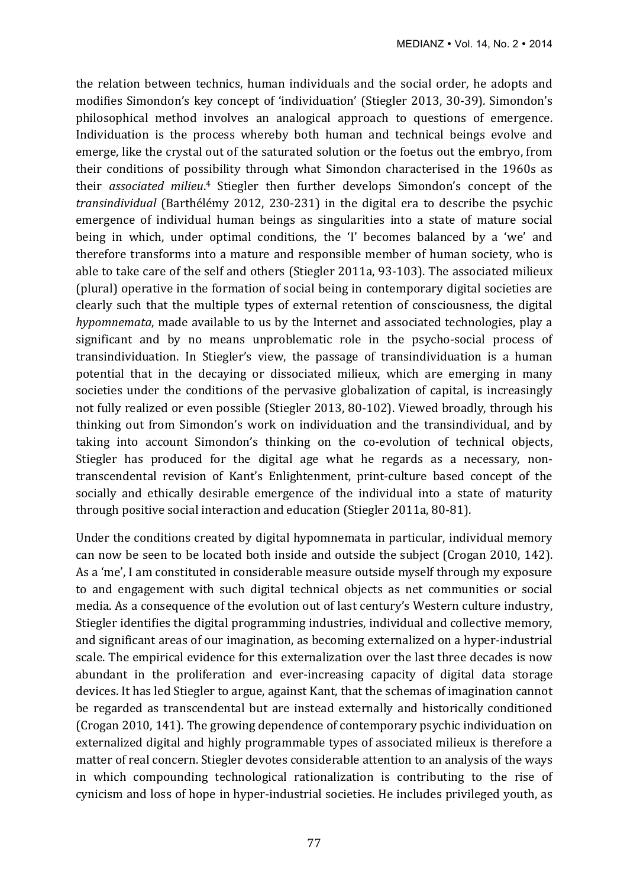the relation between technics, human individuals and the social order, he adopts and modifies Simondon's key concept of 'individuation' (Stiegler 2013, 30-39). Simondon's philosophical method involves an analogical approach to questions of emergence. Individuation is the process whereby both human and technical beings evolve and emerge, like the crystal out of the saturated solution or the foetus out the embryo, from their conditions of possibility through what Simondon characterised in the 1960s as their *associated milieu*.[4] Stiegler then further develops Simondon's concept of the *transindividual* (Barthélémy 2012, 230-231) in the digital era to describe the psychic emergence of individual human beings as singularities into a state of mature social being in which, under optimal conditions, the 'I' becomes balanced by a 'we' and therefore transforms into a mature and responsible member of human society, who is able to take care of the self and others (Stiegler 2011a, 93-103). The associated milieux (plural) operative in the formation of social being in contemporary digital societies are clearly such that the multiple types of external retention of consciousness, the digital *hypomnemata*, made available to us by the Internet and associated technologies, play a significant and by no means unproblematic role in the psycho-social process of transindividuation. In Stiegler's view, the passage of transindividuation is a human potential that in the decaying or dissociated milieux, which are emerging in many societies under the conditions of the pervasive globalization of capital, is increasingly not fully realized or even possible (Stiegler 2013, 80-102). Viewed broadly, through his thinking out from Simondon's work on individuation and the transindividual, and by taking into account Simondon's thinking on the co-evolution of technical objects, Stiegler has produced for the digital age what he regards as a necessary, non-transcendental revision of Kant's Enlightenment, print-culture based concept of the socially and ethically desirable emergence of the individual into a state of maturity through positive social interaction and education (Stiegler 2011a, 80-81).

Under the conditions created by digital hypomnemata in particular, individual memory can now be seen to be located both inside and outside the subject (Crogan 2010, 142). As a 'me', I am constituted in considerable measure outside myself through my exposure to and engagement with such digital technical objects as net communities or social media. As a consequence of the evolution out of last century's Western culture industry, Stiegler identifies the digital programming industries, individual and collective memory, and significant areas of our imagination, as becoming externalized on a hyper-industrial scale. The empirical evidence for this externalization over the last three decades is now abundant in the proliferation and ever-increasing capacity of digital data storage devices. It has led Stiegler to argue, against Kant, that the schemas of imagination cannot be regarded as transcendental but are instead externally and historically conditioned (Crogan 2010, 141). The growing dependence of contemporary psychic individuation on externalized digital and highly programmable types of associated milieux is therefore a matter of real concern. Stiegler devotes considerable attention to an analysis of the ways in which compounding technological rationalization is contributing to the rise of cynicism and loss of hope in hyper-industrial societies. He includes privileged youth, as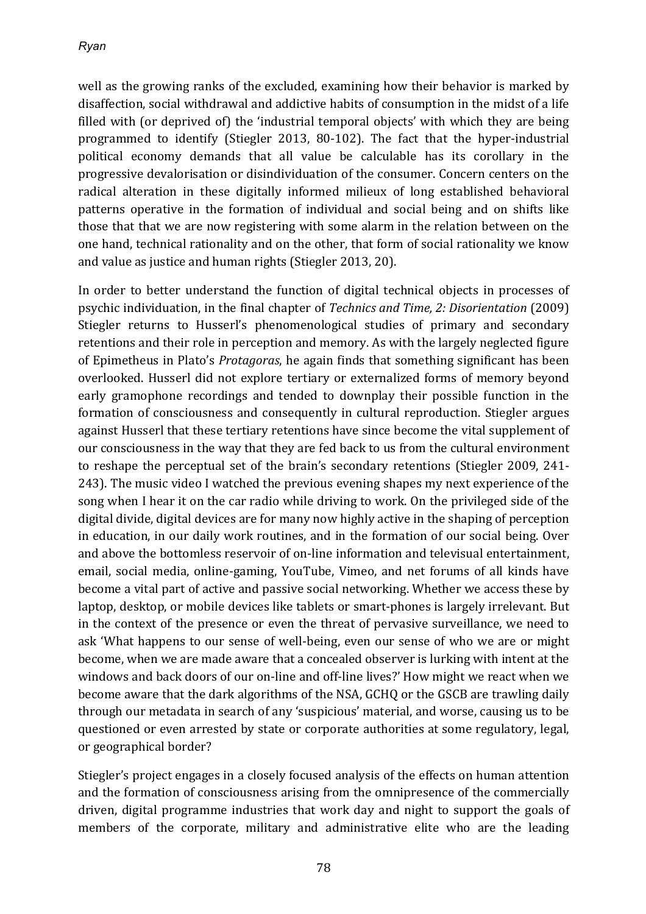well as the growing ranks of the excluded, examining how their behavior is marked by disaffection, social withdrawal and addictive habits of consumption in the midst of a life filled with (or deprived of) the 'industrial temporal objects' with which they are being programmed to identify (Stiegler 2013, 80-102). The fact that the hyper-industrial political economy demands that all value be calculable has its corollary in the progressive devalorisation or disindividuation of the consumer. Concern centers on the radical alteration in these digitally informed milieux of long established behavioral patterns operative in the formation of individual and social being and on shifts like those that that we are now registering with some alarm in the relation between on the one hand, technical rationality and on the other, that form of social rationality we know and value as justice and human rights (Stiegler 2013, 20).

In order to better understand the function of digital technical objects in processes of psychic individuation, in the final chapter of *Technics and Time, 2: Disorientation* (2009) Stiegler returns to Husserl's phenomenological studies of primary and secondary retentions and their role in perception and memory. As with the largely neglected figure of Epimetheus in Plato's *Protagoras*, he again finds that something significant has been overlooked. Husserl did not explore tertiary or externalized forms of memory beyond early gramophone recordings and tended to downplay their possible function in the formation of consciousness and consequently in cultural reproduction. Stiegler argues against Husserl that these tertiary retentions have since become the vital supplement of our consciousness in the way that they are fed back to us from the cultural environment to reshape the perceptual set of the brain's secondary retentions (Stiegler 2009, 241-243). The music video I watched the previous evening shapes my next experience of the song when I hear it on the car radio while driving to work. On the privileged side of the digital divide, digital devices are for many now highly active in the shaping of perception in education, in our daily work routines, and in the formation of our social being. Over and above the bottomless reservoir of on-line information and televisual entertainment, email, social media, online-gaming, YouTube, Vimeo, and net forums of all kinds have become a vital part of active and passive social networking. Whether we access these by laptop, desktop, or mobile devices like tablets or smart-phones is largely irrelevant. But in the context of the presence or even the threat of pervasive surveillance, we need to ask 'What happens to our sense of well-being, even our sense of who we are or might become, when we are made aware that a concealed observer is lurking with intent at the windows and back doors of our on-line and off-line lives?' How might we react when we become aware that the dark algorithms of the NSA, GCHQ or the GSCB are trawling daily through our metadata in search of any 'suspicious' material, and worse, causing us to be questioned or even arrested by state or corporate authorities at some regulatory, legal, or geographical border?

Stiegler's project engages in a closely focused analysis of the effects on human attention and the formation of consciousness arising from the omnipresence of the commercially driven, digital programme industries that work day and night to support the goals of members of the corporate, military and administrative elite who are the leading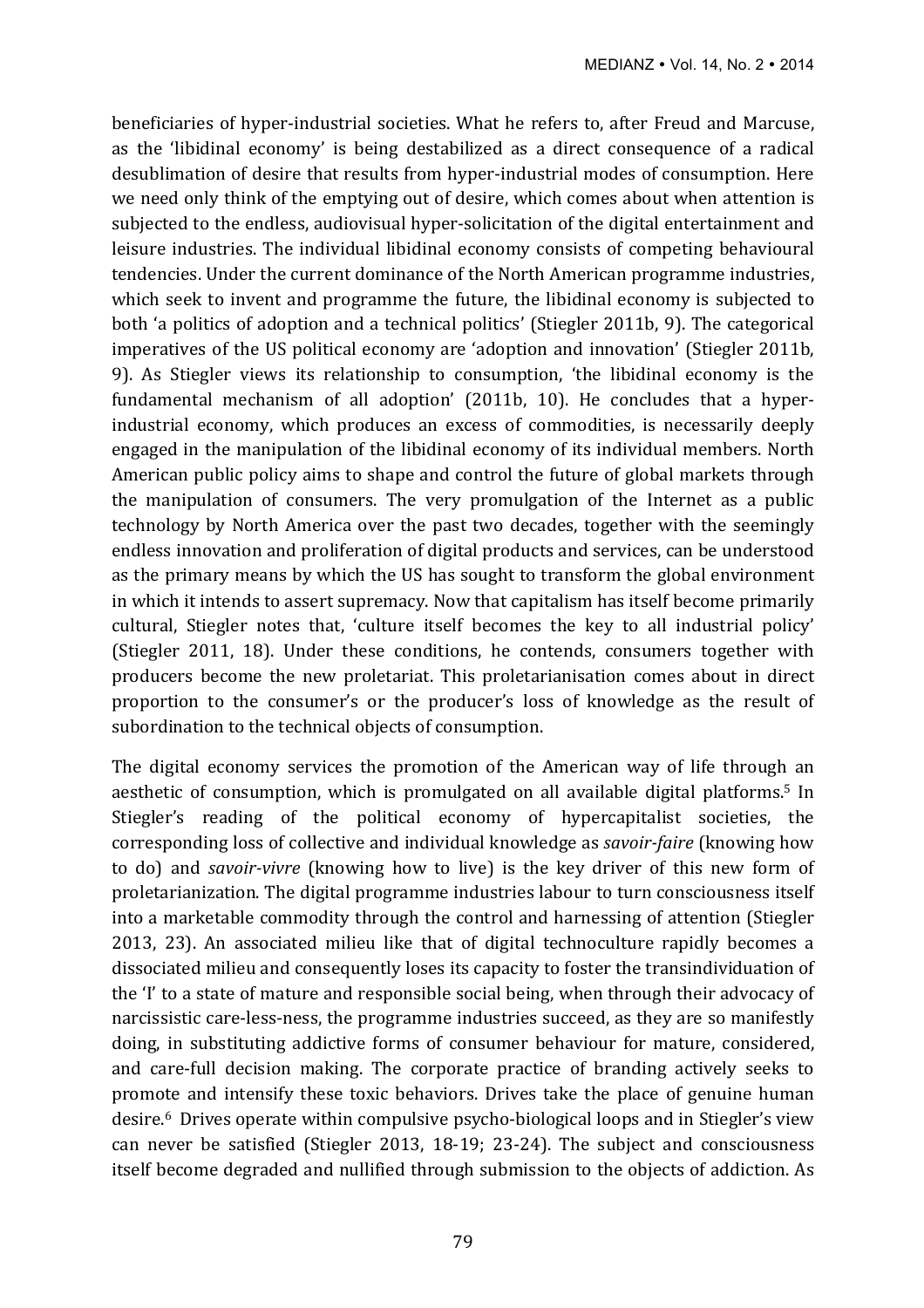beneficiaries of hyper-industrial societies. What he refers to, after Freud and Marcuse, as the 'libidinal economy' is being destabilized as a direct consequence of a radical desublimation of desire that results from hyper-industrial modes of consumption. Here we need only think of the emptying out of desire, which comes about when attention is subjected to the endless, audiovisual hyper-solicitation of the digital entertainment and leisure industries. The individual libidinal economy consists of competing behavioural tendencies. Under the current dominance of the North American programme industries, which seek to invent and programme the future, the libidinal economy is subjected to both 'a politics of adoption and a technical politics' (Stiegler 2011b, 9). The categorical imperatives of the US political economy are 'adoption and innovation' (Stiegler 2011b, 9). As Stiegler views its relationship to consumption, 'the libidinal economy is the fundamental mechanism of all adoption' (2011b, 10). He concludes that a hyper-industrial economy, which produces an excess of commodities, is necessarily deeply engaged in the manipulation of the libidinal economy of its individual members. North American public policy aims to shape and control the future of global markets through the manipulation of consumers. The very promulgation of the Internet as a public technology by North America over the past two decades, together with the seemingly endless innovation and proliferation of digital products and services, can be understood as the primary means by which the US has sought to transform the global environment in which it intends to assert supremacy. Now that capitalism has itself become primarily cultural, Stiegler notes that, 'culture itself becomes the key to all industrial policy' (Stiegler 2011, 18). Under these conditions, he contends, consumers together with producers become the new proletariat. This proletarianisation comes about in direct proportion to the consumer's or the producer's loss of knowledge as the result of subordination to the technical objects of consumption.

The digital economy services the promotion of the American way of life through an aesthetic of consumption, which is promulgated on all available digital platforms.[5] In Stiegler's reading of the political economy of hypercapitalist societies, the corresponding loss of collective and individual knowledge as *savoir-faire* (knowing how to do) and *savoir-vivre* (knowing how to live) is the key driver of this new form of proletarianization. The digital programme industries labour to turn consciousness itself into a marketable commodity through the control and harnessing of attention (Stiegler 2013, 23). An associated milieu like that of digital technoculture rapidly becomes a dissociated milieu and consequently loses its capacity to foster the transindividuation of the 'I' to a state of mature and responsible social being, when through their advocacy of narcissistic care-less-ness, the programme industries succeed, as they are so manifestly doing, in substituting addictive forms of consumer behaviour for mature, considered, and care-full decision making. The corporate practice of branding actively seeks to promote and intensify these toxic behaviors. Drives take the place of genuine human desire.[6] Drives operate within compulsive psycho-biological loops and in Stiegler's view can never be satisfied (Stiegler 2013, 18-19; 23-24). The subject and consciousness itself become degraded and nullified through submission to the objects of addiction. As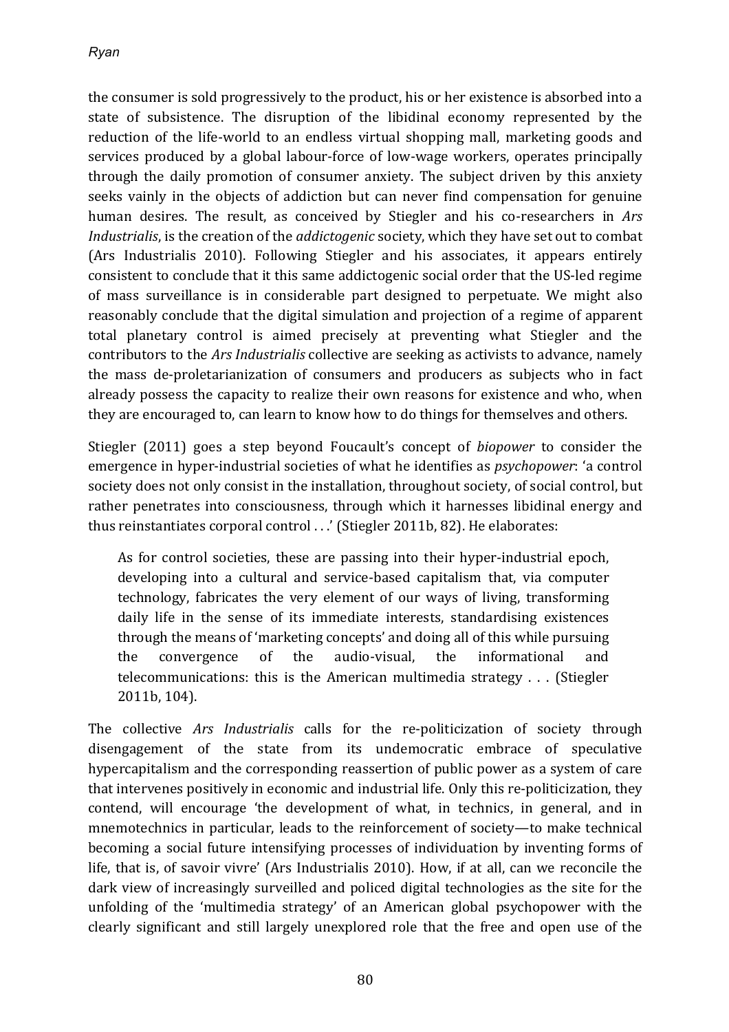the consumer is sold progressively to the product, his or her existence is absorbed into a state of subsistence. The disruption of the libidinal economy represented by the reduction of the life-world to an endless virtual shopping mall, marketing goods and services produced by a global labour-force of low-wage workers, operates principally through the daily promotion of consumer anxiety. The subject driven by this anxiety seeks vainly in the objects of addiction but can never find compensation for genuine human desires. The result, as conceived by Stiegler and his co-researchers in *Ars Industrialis*, is the creation of the *addictogenic* society, which they have set out to combat (Ars Industrialis 2010). Following Stiegler and his associates, it appears entirely consistent to conclude that it this same addictogenic social order that the US-led regime of mass surveillance is in considerable part designed to perpetuate. We might also reasonably conclude that the digital simulation and projection of a regime of apparent total planetary control is aimed precisely at preventing what Stiegler and the contributors to the *Ars Industrialis* collective are seeking as activists to advance, namely the mass de-proletarianization of consumers and producers as subjects who in fact already possess the capacity to realize their own reasons for existence and who, when they are encouraged to, can learn to know how to do things for themselves and others.

Stiegler (2011) goes a step beyond Foucault's concept of *biopower* to consider the emergence in hyper-industrial societies of what he identifies as *psychopower*: 'a control society does not only consist in the installation, throughout society, of social control, but rather penetrates into consciousness, through which it harnesses libidinal energy and thus reinstantiates corporal control . . .' (Stiegler 2011b, 82). He elaborates:

> As for control societies, these are passing into their hyper-industrial epoch, developing into a cultural and service-based capitalism that, via computer technology, fabricates the very element of our ways of living, transforming daily life in the sense of its immediate interests, standardising existences through the means of 'marketing concepts' and doing all of this while pursuing the convergence of the audio-visual, the informational and telecommunications: this is the American multimedia strategy . . . (Stiegler 2011b, 104).

The collective *Ars Industrialis* calls for the re-politicization of society through disengagement of the state from its undemocratic embrace of speculative hypercapitalism and the corresponding reassertion of public power as a system of care that intervenes positively in economic and industrial life. Only this re-politicization, they contend, will encourage 'the development of what, in technics, in general, and in mnemotechnics in particular, leads to the reinforcement of society—to make technical becoming a social future intensifying processes of individuation by inventing forms of life, that is, of savoir vivre' (Ars Industrialis 2010). How, if at all, can we reconcile the dark view of increasingly surveilled and policed digital technologies as the site for the unfolding of the 'multimedia strategy' of an American global psychopower with the clearly significant and still largely unexplored role that the free and open use of the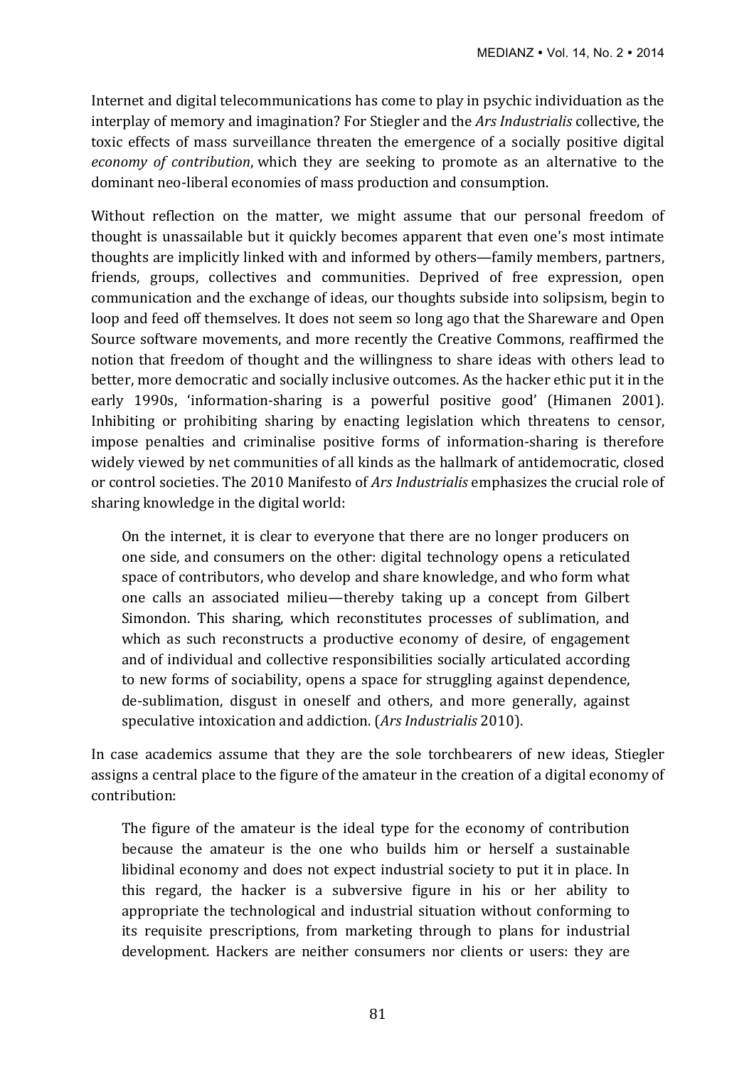Internet and digital telecommunications has come to play in psychic individuation as the interplay of memory and imagination? For Stiegler and the *Ars Industrialis* collective, the toxic effects of mass surveillance threaten the emergence of a socially positive digital *economy of contribution*, which they are seeking to promote as an alternative to the dominant neo-liberal economies of mass production and consumption.

Without reflection on the matter, we might assume that our personal freedom of thought is unassailable but it quickly becomes apparent that even one's most intimate thoughts are implicitly linked with and informed by others—family members, partners, friends, groups, collectives and communities. Deprived of free expression, open communication and the exchange of ideas, our thoughts subside into solipsism, begin to loop and feed off themselves. It does not seem so long ago that the Shareware and Open Source software movements, and more recently the Creative Commons, reaffirmed the notion that freedom of thought and the willingness to share ideas with others lead to better, more democratic and socially inclusive outcomes. As the hacker ethic put it in the early 1990s, 'information-sharing is a powerful positive good' (Himanen 2001). Inhibiting or prohibiting sharing by enacting legislation which threatens to censor, impose penalties and criminalise positive forms of information-sharing is therefore widely viewed by net communities of all kinds as the hallmark of antidemocratic, closed or control societies. The 2010 Manifesto of *Ars Industrialis* emphasizes the crucial role of sharing knowledge in the digital world:

> On the internet, it is clear to everyone that there are no longer producers on one side, and consumers on the other: digital technology opens a reticulated space of contributors, who develop and share knowledge, and who form what one calls an associated milieu—thereby taking up a concept from Gilbert Simondon. This sharing, which reconstitutes processes of sublimation, and which as such reconstructs a productive economy of desire, of engagement and of individual and collective responsibilities socially articulated according to new forms of sociability, opens a space for struggling against dependence, de-sublimation, disgust in oneself and others, and more generally, against speculative intoxication and addiction. (*Ars Industrialis* 2010).

In case academics assume that they are the sole torchbearers of new ideas, Stiegler assigns a central place to the figure of the amateur in the creation of a digital economy of contribution:

> The figure of the amateur is the ideal type for the economy of contribution because the amateur is the one who builds him or herself a sustainable libidinal economy and does not expect industrial society to put it in place. In this regard, the hacker is a subversive figure in his or her ability to appropriate the technological and industrial situation without conforming to its requisite prescriptions, from marketing through to plans for industrial development. Hackers are neither consumers nor clients or users: they are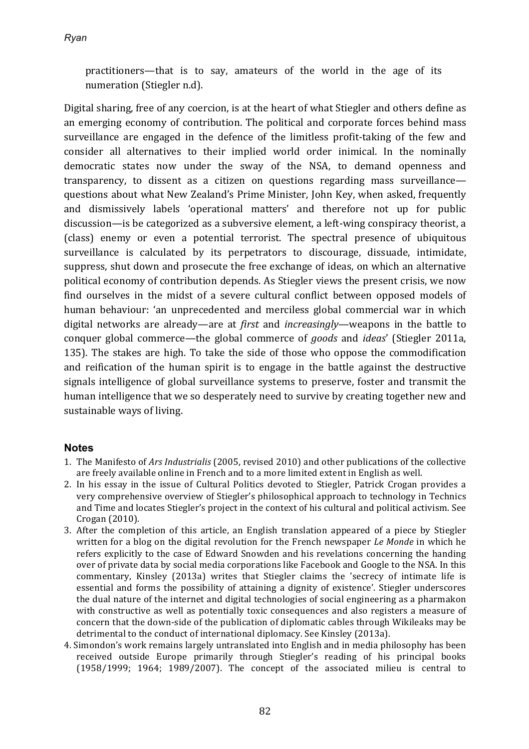practitioners—that is to say, amateurs of the world in the age of its numeration (Stiegler n.d).

Digital sharing, free of any coercion, is at the heart of what Stiegler and others define as an emerging economy of contribution. The political and corporate forces behind mass surveillance are engaged in the defence of the limitless profit-taking of the few and consider all alternatives to their implied world order inimical. In the nominally democratic states now under the sway of the NSA, to demand openness and transparency, to dissent as a citizen on questions regarding mass surveillance—questions about what New Zealand's Prime Minister, John Key, when asked, frequently and dismissively labels 'operational matters' and therefore not up for public discussion—is be categorized as a subversive element, a left-wing conspiracy theorist, a (class) enemy or even a potential terrorist. The spectral presence of ubiquitous surveillance is calculated by its perpetrators to discourage, dissuade, intimidate, suppress, shut down and prosecute the free exchange of ideas, on which an alternative political economy of contribution depends. As Stiegler views the present crisis, we now find ourselves in the midst of a severe cultural conflict between opposed models of human behaviour: 'an unprecedented and merciless global commercial war in which digital networks are already—are at *first* and *increasingly*—weapons in the battle to conquer global commerce—the global commerce of *goods* and *ideas*' (Stiegler 2011a, 135). The stakes are high. To take the side of those who oppose the commodification and reification of the human spirit is to engage in the battle against the destructive signals intelligence of global surveillance systems to preserve, foster and transmit the human intelligence that we so desperately need to survive by creating together new and sustainable ways of living.

## Notes

1. The Manifesto of *Ars Industrialis* (2005, revised 2010) and other publications of the collective are freely available online in French and to a more limited extent in English as well.
2. In his essay in the issue of Cultural Politics devoted to Stiegler, Patrick Crogan provides a very comprehensive overview of Stiegler's philosophical approach to technology in Technics and Time and locates Stiegler's project in the context of his cultural and political activism. See Crogan (2010).
3. After the completion of this article, an English translation appeared of a piece by Stiegler written for a blog on the digital revolution for the French newspaper *Le Monde* in which he refers explicitly to the case of Edward Snowden and his revelations concerning the handing over of private data by social media corporations like Facebook and Google to the NSA. In this commentary, Kinsley (2013a) writes that Stiegler claims the 'secrecy of intimate life is essential and forms the possibility of attaining a dignity of existence'. Stiegler underscores the dual nature of the internet and digital technologies of social engineering as a pharmakon with constructive as well as potentially toxic consequences and also registers a measure of concern that the down-side of the publication of diplomatic cables through Wikileaks may be detrimental to the conduct of international diplomacy. See Kinsley (2013a).
4. Simondon's work remains largely untranslated into English and in media philosophy has been received outside Europe primarily through Stiegler's reading of his principal books (1958/1999; 1964; 1989/2007). The concept of the associated milieu is central to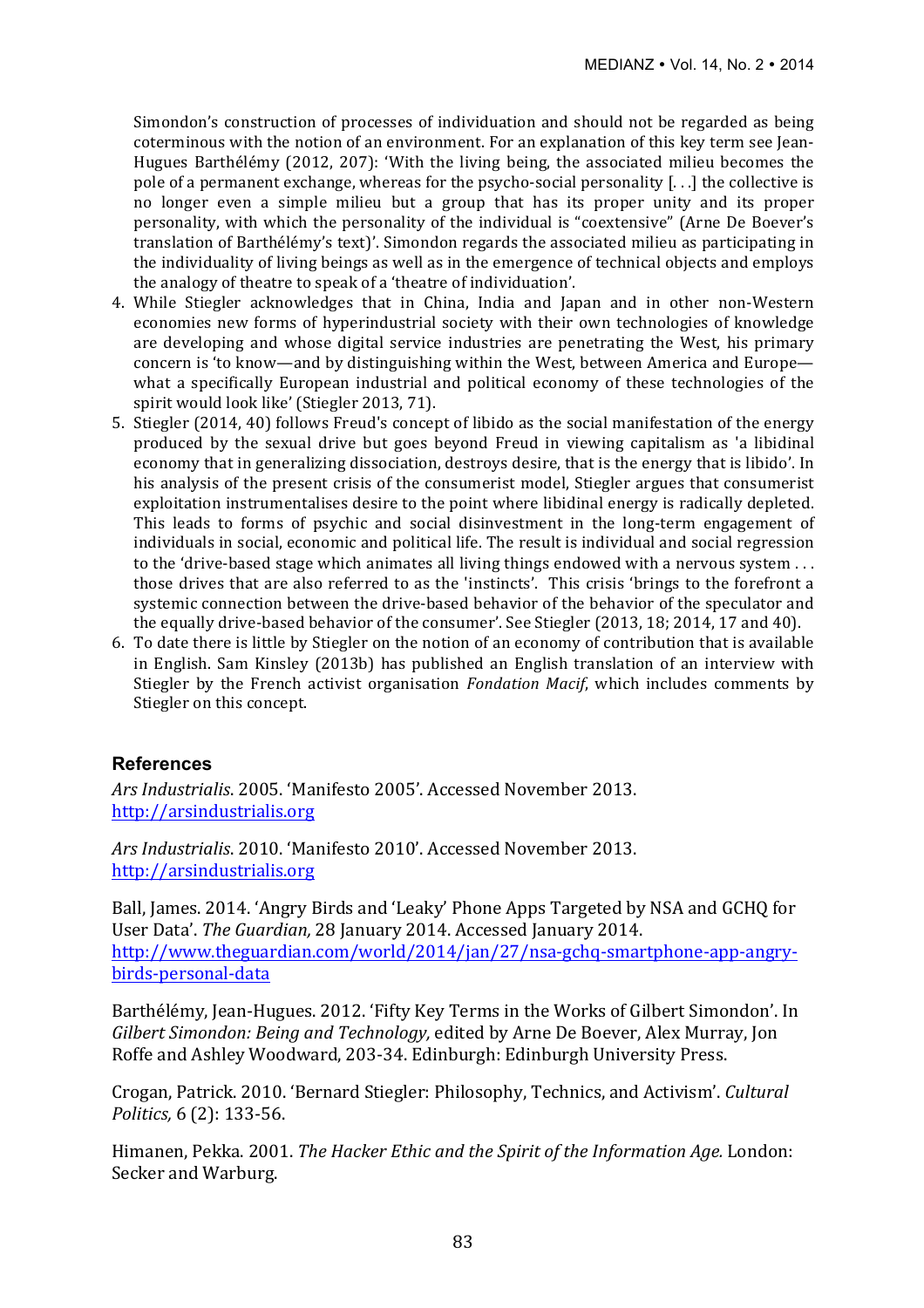Simondon's construction of processes of individuation and should not be regarded as being coterminous with the notion of an environment. For an explanation of this key term see Jean-Hugues Barthélémy (2012, 207): 'With the living being, the associated milieu becomes the pole of a permanent exchange, whereas for the psycho-social personality [. . .] the collective is no longer even a simple milieu but a group that has its proper unity and its proper personality, with which the personality of the individual is "coextensive" (Arne De Boever's translation of Barthélémy's text)'. Simondon regards the associated milieu as participating in the individuality of living beings as well as in the emergence of technical objects and employs the analogy of theatre to speak of a 'theatre of individuation'.

4. While Stiegler acknowledges that in China, India and Japan and in other non-Western economies new forms of hyperindustrial society with their own technologies of knowledge are developing and whose digital service industries are penetrating the West, his primary concern is 'to know—and by distinguishing within the West, between America and Europe—what a specifically European industrial and political economy of these technologies of the spirit would look like' (Stiegler 2013, 71).
5. Stiegler (2014, 40) follows Freud's concept of libido as the social manifestation of the energy produced by the sexual drive but goes beyond Freud in viewing capitalism as 'a libidinal economy that in generalizing dissociation, destroys desire, that is the energy that is libido'. In his analysis of the present crisis of the consumerist model, Stiegler argues that consumerist exploitation instrumentalises desire to the point where libidinal energy is radically depleted. This leads to forms of psychic and social disinvestment in the long-term engagement of individuals in social, economic and political life. The result is individual and social regression to the 'drive-based stage which animates all living things endowed with a nervous system . . . those drives that are also referred to as the 'instincts'. This crisis 'brings to the forefront a systemic connection between the drive-based behavior of the behavior of the speculator and the equally drive-based behavior of the consumer'. See Stiegler (2013, 18; 2014, 17 and 40).
6. To date there is little by Stiegler on the notion of an economy of contribution that is available in English. Sam Kinsley (2013b) has published an English translation of an interview with Stiegler by the French activist organisation *Fondation Macif*, which includes comments by Stiegler on this concept.

## References

*Ars Industrialis*. 2005. 'Manifesto 2005'. Accessed November 2013. http://arsindustrialis.org

*Ars Industrialis*. 2010. 'Manifesto 2010'. Accessed November 2013. http://arsindustrialis.org

Ball, James. 2014. 'Angry Birds and 'Leaky' Phone Apps Targeted by NSA and GCHQ for User Data'. *The Guardian,* 28 January 2014. Accessed January 2014. http://www.theguardian.com/world/2014/jan/27/nsa-gchq-smartphone-app-angry-birds-personal-data

Barthélémy, Jean-Hugues. 2012. 'Fifty Key Terms in the Works of Gilbert Simondon'. In *Gilbert Simondon: Being and Technology,* edited by Arne De Boever, Alex Murray, Jon Roffe and Ashley Woodward, 203-34. Edinburgh: Edinburgh University Press.

Crogan, Patrick. 2010. 'Bernard Stiegler: Philosophy, Technics, and Activism'. *Cultural Politics,* 6 (2): 133-56.

Himanen, Pekka. 2001. *The Hacker Ethic and the Spirit of the Information Age.* London: Secker and Warburg.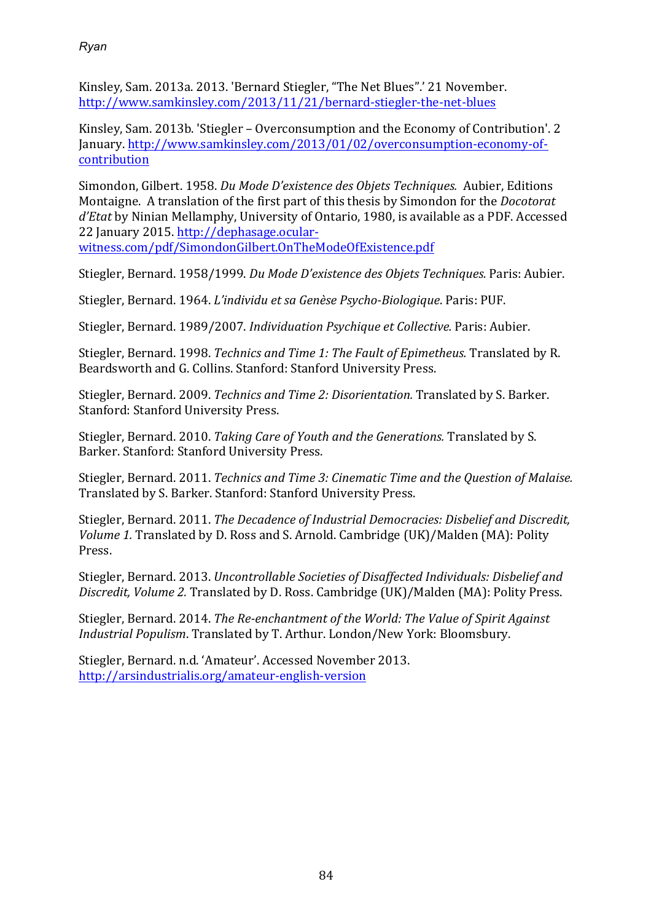Kinsley, Sam. 2013a. 2013. 'Bernard Stiegler, “The Net Blues”.' 21 November. http://www.samkinsley.com/2013/11/21/bernard-stiegler-the-net-blues

Kinsley, Sam. 2013b. 'Stiegler – Overconsumption and the Economy of Contribution'. 2 January. http://www.samkinsley.com/2013/01/02/overconsumption-economy-of-contribution

Simondon, Gilbert. 1958. *Du Mode D'existence des Objets Techniques.* Aubier, Editions Montaigne. A translation of the first part of this thesis by Simondon for the *Docotorat d'Etat* by Ninian Mellamphy, University of Ontario, 1980, is available as a PDF. Accessed 22 January 2015. http://dephasage.ocular-witness.com/pdf/SimondonGilbert.OnTheModeOfExistence.pdf

Stiegler, Bernard. 1958/1999. *Du Mode D'existence des Objets Techniques.* Paris: Aubier.

Stiegler, Bernard. 1964. *L'individu et sa Genèse Psycho-Biologique*. Paris: PUF.

Stiegler, Bernard. 1989/2007. *Individuation Psychique et Collective.* Paris: Aubier.

Stiegler, Bernard. 1998. *Technics and Time 1: The Fault of Epimetheus.* Translated by R. Beardsworth and G. Collins. Stanford: Stanford University Press.

Stiegler, Bernard. 2009. *Technics and Time 2: Disorientation.* Translated by S. Barker. Stanford: Stanford University Press.

Stiegler, Bernard. 2010. *Taking Care of Youth and the Generations.* Translated by S. Barker. Stanford: Stanford University Press.

Stiegler, Bernard. 2011. *Technics and Time 3: Cinematic Time and the Question of Malaise.* Translated by S. Barker. Stanford: Stanford University Press.

Stiegler, Bernard. 2011. *The Decadence of Industrial Democracies: Disbelief and Discredit, Volume 1.* Translated by D. Ross and S. Arnold. Cambridge (UK)/Malden (MA): Polity Press.

Stiegler, Bernard. 2013. *Uncontrollable Societies of Disaffected Individuals: Disbelief and Discredit, Volume 2.* Translated by D. Ross. Cambridge (UK)/Malden (MA): Polity Press.

Stiegler, Bernard. 2014. *The Re-enchantment of the World: The Value of Spirit Against Industrial Populism*. Translated by T. Arthur. London/New York: Bloomsbury.

Stiegler, Bernard. n.d. 'Amateur'. Accessed November 2013. http://arsindustrialis.org/amateur-english-version